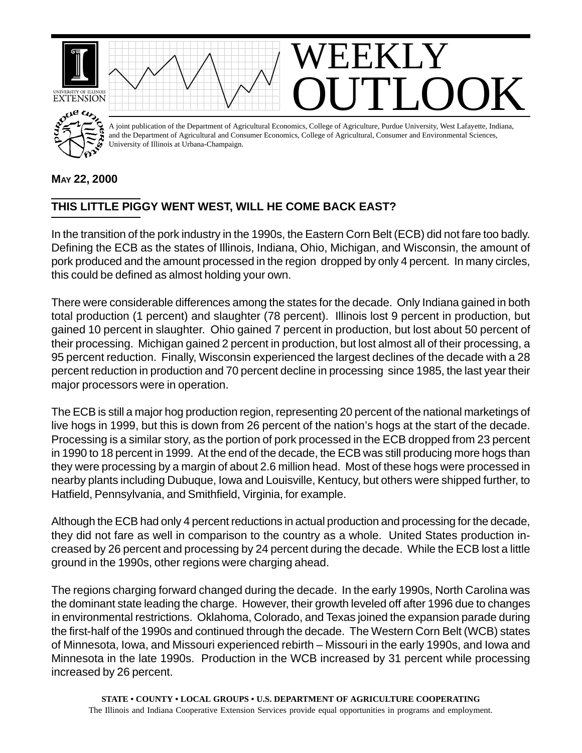# WEEKLY OUTLOOK

A joint publication of the Department of Agricultural Economics, College of Agriculture, Purdue University, West Lafayette, Indiana, and the Department of Agricultural and Consumer Economics, College of Agricultural, Consumer and Environmental Sciences, University of Illinois at Urbana-Champaign.

**MAY 22, 2000**

## THIS LITTLE PIGGY WENT WEST, WILL HE COME BACK EAST?

In the transition of the pork industry in the 1990s, the Eastern Corn Belt (ECB) did not fare too badly. Defining the ECB as the states of Illinois, Indiana, Ohio, Michigan, and Wisconsin, the amount of pork produced and the amount processed in the region dropped by only 4 percent. In many circles, this could be defined as almost holding your own.

There were considerable differences among the states for the decade. Only Indiana gained in both total production (1 percent) and slaughter (78 percent). Illinois lost 9 percent in production, but gained 10 percent in slaughter. Ohio gained 7 percent in production, but lost about 50 percent of their processing. Michigan gained 2 percent in production, but lost almost all of their processing, a 95 percent reduction. Finally, Wisconsin experienced the largest declines of the decade with a 28 percent reduction in production and 70 percent decline in processing since 1985, the last year their major processors were in operation.

The ECB is still a major hog production region, representing 20 percent of the national marketings of live hogs in 1999, but this is down from 26 percent of the nation's hogs at the start of the decade. Processing is a similar story, as the portion of pork processed in the ECB dropped from 23 percent in 1990 to 18 percent in 1999. At the end of the decade, the ECB was still producing more hogs than they were processing by a margin of about 2.6 million head. Most of these hogs were processed in nearby plants including Dubuque, Iowa and Louisville, Kentucy, but others were shipped further, to Hatfield, Pennsylvania, and Smithfield, Virginia, for example.

Although the ECB had only 4 percent reductions in actual production and processing for the decade, they did not fare as well in comparison to the country as a whole. United States production increased by 26 percent and processing by 24 percent during the decade. While the ECB lost a little ground in the 1990s, other regions were charging ahead.

The regions charging forward changed during the decade. In the early 1990s, North Carolina was the dominant state leading the charge. However, their growth leveled off after 1996 due to changes in environmental restrictions. Oklahoma, Colorado, and Texas joined the expansion parade during the first-half of the 1990s and continued through the decade. The Western Corn Belt (WCB) states of Minnesota, Iowa, and Missouri experienced rebirth – Missouri in the early 1990s, and Iowa and Minnesota in the late 1990s. Production in the WCB increased by 31 percent while processing increased by 26 percent.

**STATE • COUNTY • LOCAL GROUPS • U.S. DEPARTMENT OF AGRICULTURE COOPERATING**

The Illinois and Indiana Cooperative Extension Services provide equal opportunities in programs and employment.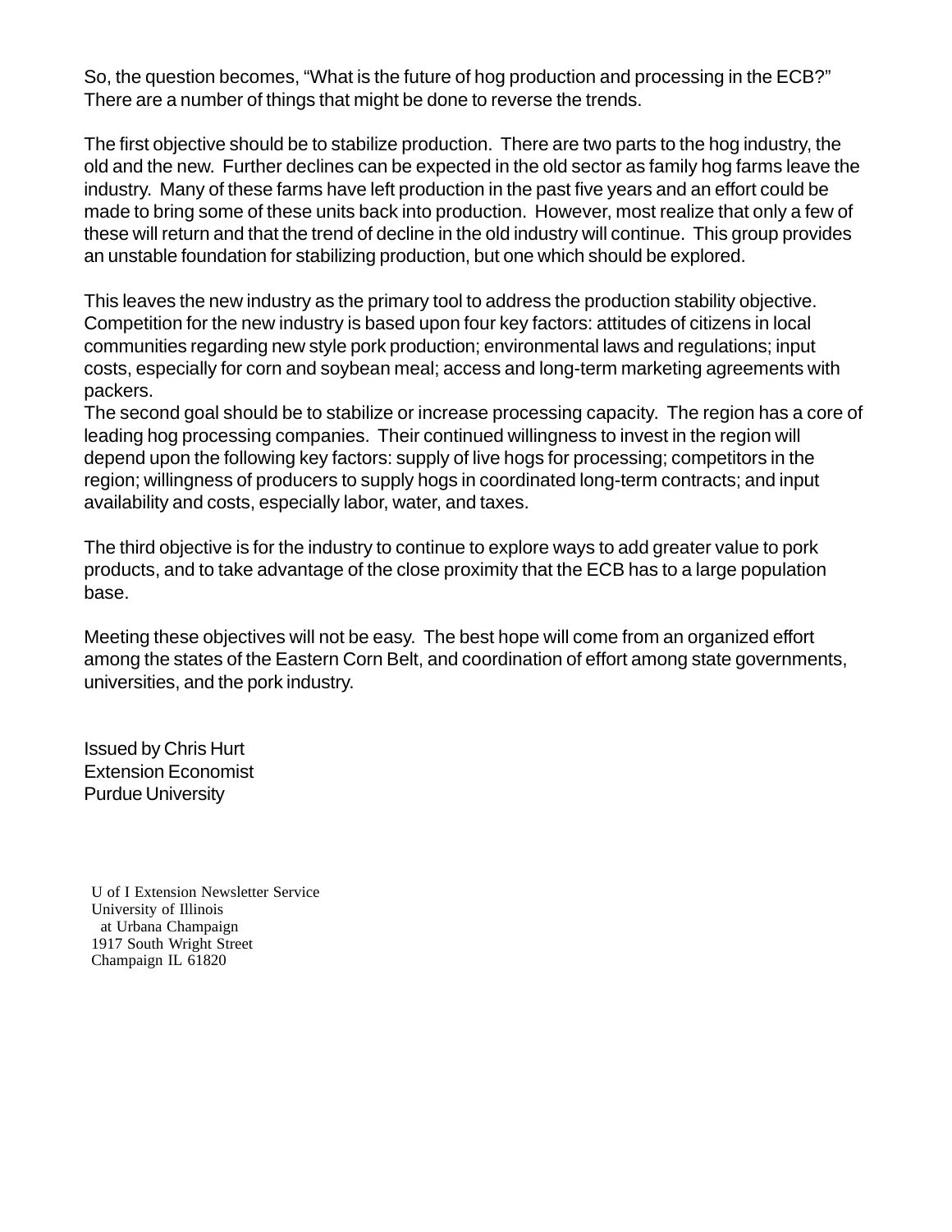So, the question becomes, "What is the future of hog production and processing in the ECB?" There are a number of things that might be done to reverse the trends.

The first objective should be to stabilize production. There are two parts to the hog industry, the old and the new. Further declines can be expected in the old sector as family hog farms leave the industry. Many of these farms have left production in the past five years and an effort could be made to bring some of these units back into production. However, most realize that only a few of these will return and that the trend of decline in the old industry will continue. This group provides an unstable foundation for stabilizing production, but one which should be explored.

This leaves the new industry as the primary tool to address the production stability objective. Competition for the new industry is based upon four key factors: attitudes of citizens in local communities regarding new style pork production; environmental laws and regulations; input costs, especially for corn and soybean meal; access and long-term marketing agreements with packers.

The second goal should be to stabilize or increase processing capacity. The region has a core of leading hog processing companies. Their continued willingness to invest in the region will depend upon the following key factors: supply of live hogs for processing; competitors in the region; willingness of producers to supply hogs in coordinated long-term contracts; and input availability and costs, especially labor, water, and taxes.

The third objective is for the industry to continue to explore ways to add greater value to pork products, and to take advantage of the close proximity that the ECB has to a large population base.

Meeting these objectives will not be easy. The best hope will come from an organized effort among the states of the Eastern Corn Belt, and coordination of effort among state governments, universities, and the pork industry.

Issued by Chris Hurt
Extension Economist
Purdue University

U of I Extension Newsletter Service
University of Illinois
at Urbana Champaign
1917 South Wright Street
Champaign IL 61820